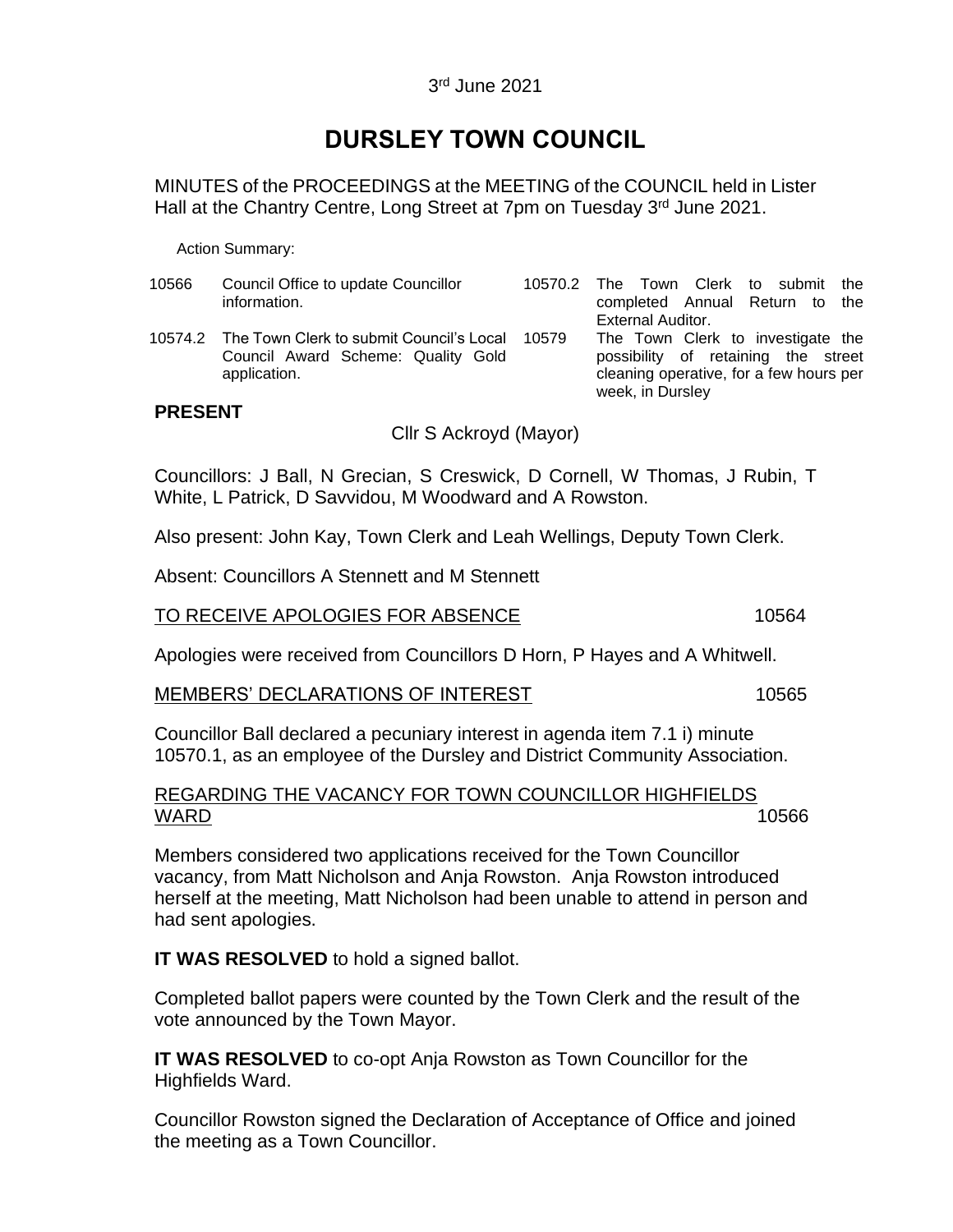3rd June 2021

# DURSLEY TOWN COUNCIL

MINUTES of the PROCEEDINGS at the MEETING of the COUNCIL held in Lister Hall at the Chantry Centre, Long Street at 7pm on Tuesday 3rd June 2021.

Action Summary:

| | | | |
|---|---|---|---|
| 10566 | Council Office to update Councillor information. | 10570.2 | The Town Clerk to submit the completed Annual Return to the External Auditor. |
| 10574.2 | The Town Clerk to submit Council's Local Council Award Scheme: Quality Gold application. | 10579 | The Town Clerk to investigate the possibility of retaining the street cleaning operative, for a few hours per week, in Dursley |

**PRESENT**

Cllr S Ackroyd (Mayor)

Councillors: J Ball, N Grecian, S Creswick, D Cornell, W Thomas, J Rubin, T White, L Patrick, D Savvidou, M Woodward and A Rowston.

Also present: John Kay, Town Clerk and Leah Wellings, Deputy Town Clerk.

Absent: Councillors A Stennett and M Stennett

TO RECEIVE APOLOGIES FOR ABSENCE 10564

Apologies were received from Councillors D Horn, P Hayes and A Whitwell.

MEMBERS' DECLARATIONS OF INTEREST 10565

Councillor Ball declared a pecuniary interest in agenda item 7.1 i) minute 10570.1, as an employee of the Dursley and District Community Association.

REGARDING THE VACANCY FOR TOWN COUNCILLOR HIGHFIELDS WARD 10566

Members considered two applications received for the Town Councillor vacancy, from Matt Nicholson and Anja Rowston. Anja Rowston introduced herself at the meeting, Matt Nicholson had been unable to attend in person and had sent apologies.

**IT WAS RESOLVED** to hold a signed ballot.

Completed ballot papers were counted by the Town Clerk and the result of the vote announced by the Town Mayor.

**IT WAS RESOLVED** to co-opt Anja Rowston as Town Councillor for the Highfields Ward.

Councillor Rowston signed the Declaration of Acceptance of Office and joined the meeting as a Town Councillor.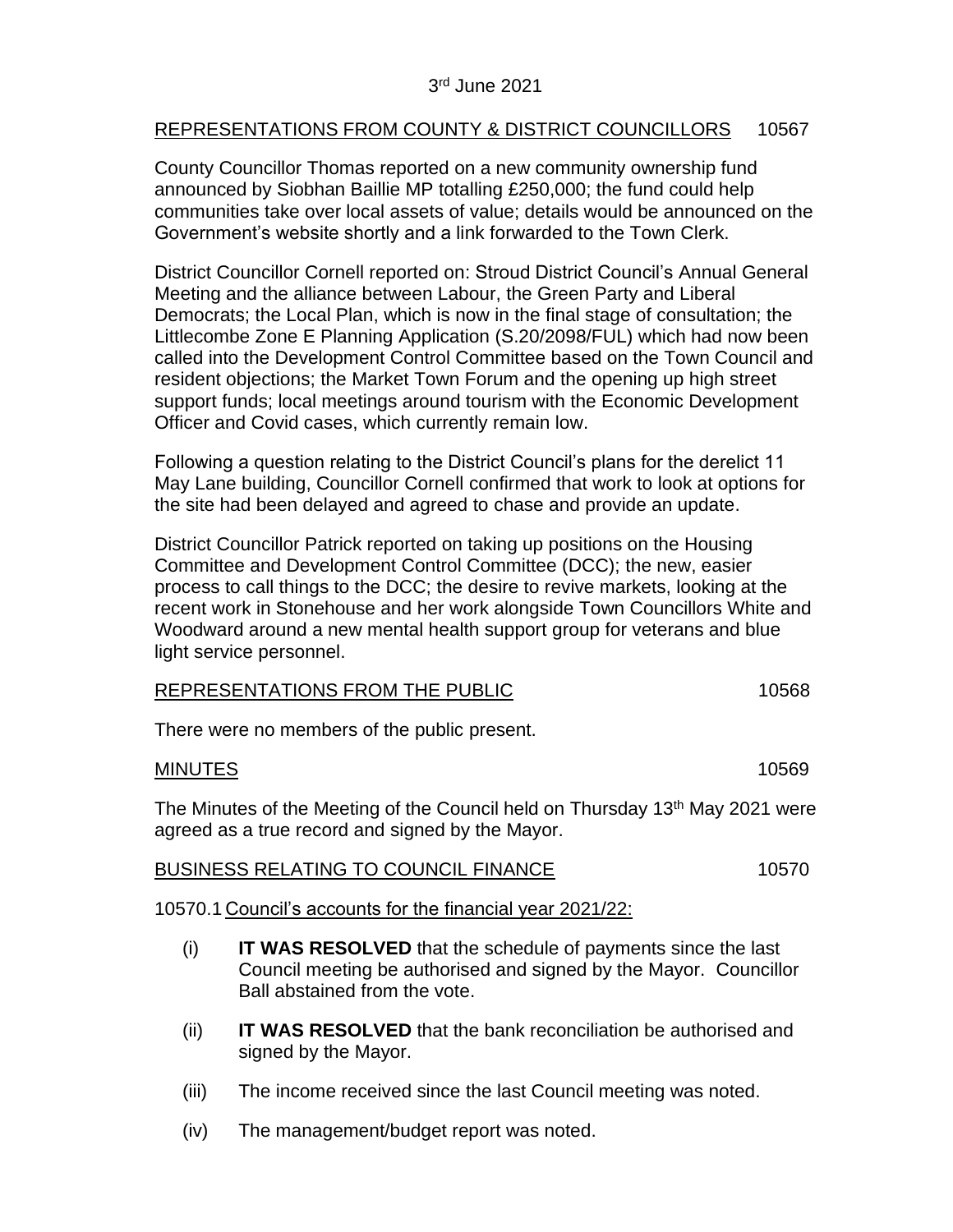3rd June 2021

REPRESENTATIONS FROM COUNTY & DISTRICT COUNCILLORS 10567

County Councillor Thomas reported on a new community ownership fund announced by Siobhan Baillie MP totalling £250,000; the fund could help communities take over local assets of value; details would be announced on the Government's website shortly and a link forwarded to the Town Clerk.

District Councillor Cornell reported on: Stroud District Council's Annual General Meeting and the alliance between Labour, the Green Party and Liberal Democrats; the Local Plan, which is now in the final stage of consultation; the Littlecombe Zone E Planning Application (S.20/2098/FUL) which had now been called into the Development Control Committee based on the Town Council and resident objections; the Market Town Forum and the opening up high street support funds; local meetings around tourism with the Economic Development Officer and Covid cases, which currently remain low.

Following a question relating to the District Council's plans for the derelict 11 May Lane building, Councillor Cornell confirmed that work to look at options for the site had been delayed and agreed to chase and provide an update.

District Councillor Patrick reported on taking up positions on the Housing Committee and Development Control Committee (DCC); the new, easier process to call things to the DCC; the desire to revive markets, looking at the recent work in Stonehouse and her work alongside Town Councillors White and Woodward around a new mental health support group for veterans and blue light service personnel.

REPRESENTATIONS FROM THE PUBLIC 10568

There were no members of the public present.

MINUTES 10569

The Minutes of the Meeting of the Council held on Thursday 13th May 2021 were agreed as a true record and signed by the Mayor.

BUSINESS RELATING TO COUNCIL FINANCE 10570

10570.1 Council's accounts for the financial year 2021/22:

(i) **IT WAS RESOLVED** that the schedule of payments since the last Council meeting be authorised and signed by the Mayor. Councillor Ball abstained from the vote.

(ii) **IT WAS RESOLVED** that the bank reconciliation be authorised and signed by the Mayor.

(iii) The income received since the last Council meeting was noted.

(iv) The management/budget report was noted.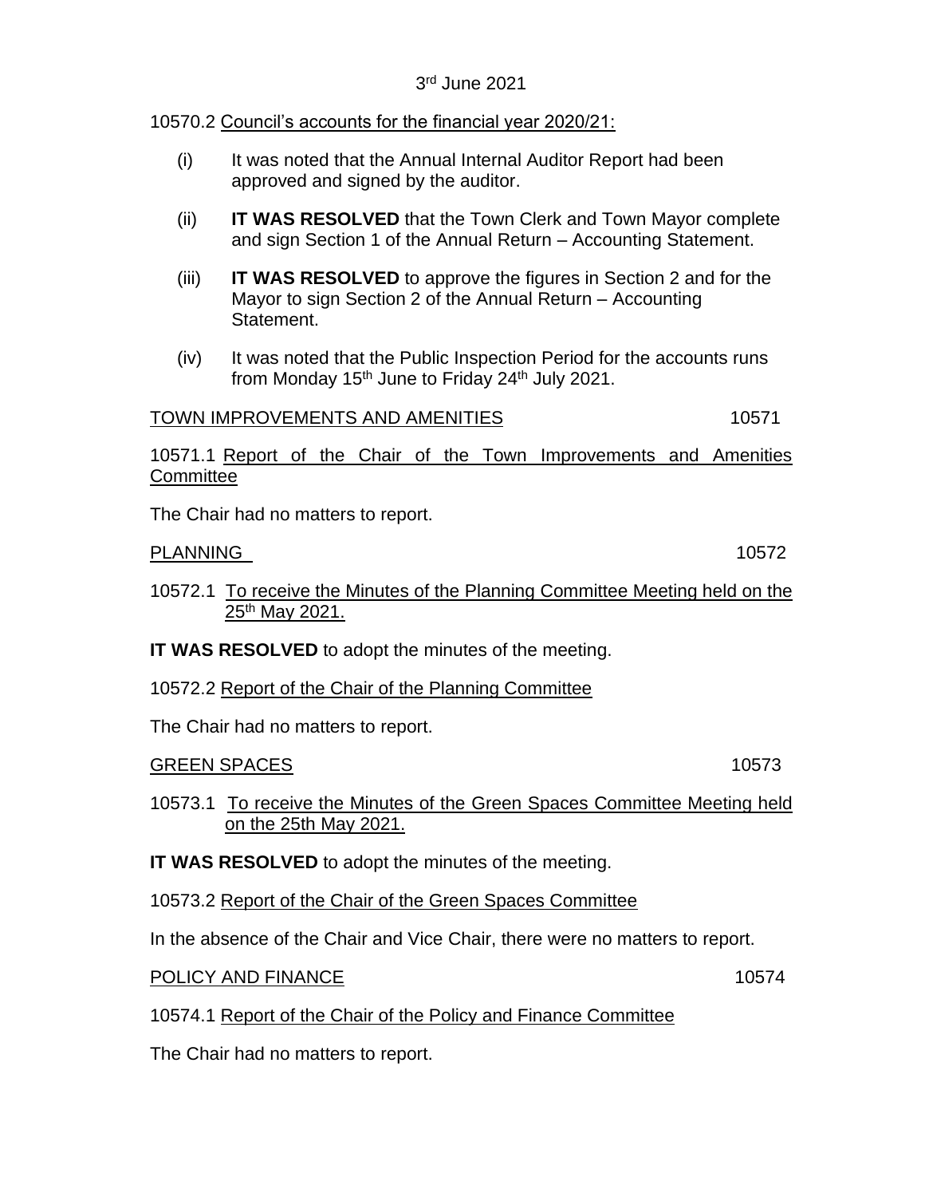3rd June 2021

10570.2 Council's accounts for the financial year 2020/21:

(i) It was noted that the Annual Internal Auditor Report had been approved and signed by the auditor.

(ii) **IT WAS RESOLVED** that the Town Clerk and Town Mayor complete and sign Section 1 of the Annual Return – Accounting Statement.

(iii) **IT WAS RESOLVED** to approve the figures in Section 2 and for the Mayor to sign Section 2 of the Annual Return – Accounting Statement.

(iv) It was noted that the Public Inspection Period for the accounts runs from Monday 15th June to Friday 24th July 2021.

## TOWN IMPROVEMENTS AND AMENITIES 10571

10571.1 Report of the Chair of the Town Improvements and Amenities Committee

The Chair had no matters to report.

## PLANNING 10572

10572.1 To receive the Minutes of the Planning Committee Meeting held on the 25th May 2021.

**IT WAS RESOLVED** to adopt the minutes of the meeting.

10572.2 Report of the Chair of the Planning Committee

The Chair had no matters to report.

## GREEN SPACES 10573

10573.1 To receive the Minutes of the Green Spaces Committee Meeting held on the 25th May 2021.

**IT WAS RESOLVED** to adopt the minutes of the meeting.

10573.2 Report of the Chair of the Green Spaces Committee

In the absence of the Chair and Vice Chair, there were no matters to report.

## POLICY AND FINANCE 10574

10574.1 Report of the Chair of the Policy and Finance Committee

The Chair had no matters to report.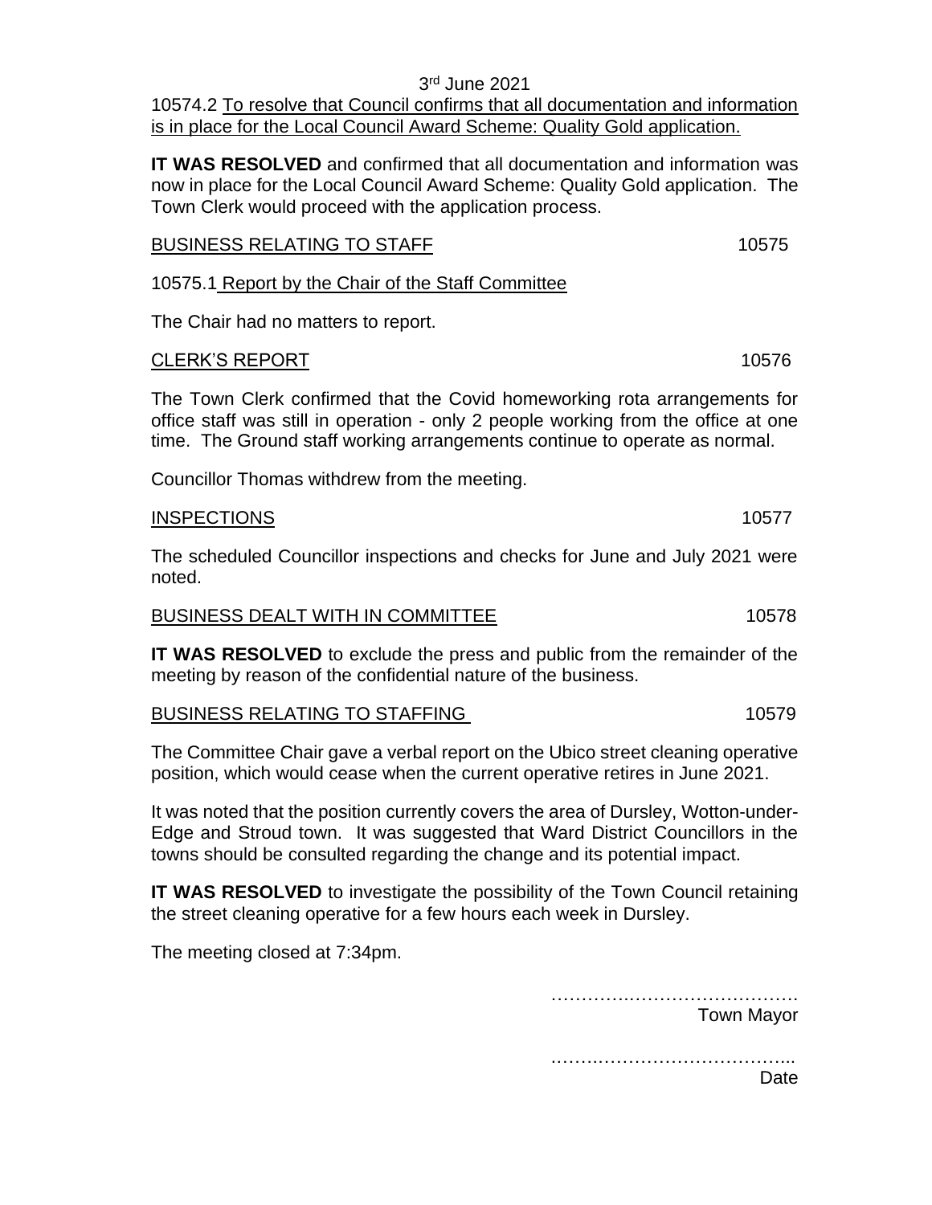3rd June 2021

10574.2 To resolve that Council confirms that all documentation and information is in place for the Local Council Award Scheme: Quality Gold application.

**IT WAS RESOLVED** and confirmed that all documentation and information was now in place for the Local Council Award Scheme: Quality Gold application. The Town Clerk would proceed with the application process.

BUSINESS RELATING TO STAFF 10575

10575.1 Report by the Chair of the Staff Committee

The Chair had no matters to report.

CLERK'S REPORT 10576

The Town Clerk confirmed that the Covid homeworking rota arrangements for office staff was still in operation - only 2 people working from the office at one time. The Ground staff working arrangements continue to operate as normal.

Councillor Thomas withdrew from the meeting.

INSPECTIONS 10577

The scheduled Councillor inspections and checks for June and July 2021 were noted.

BUSINESS DEALT WITH IN COMMITTEE 10578

**IT WAS RESOLVED** to exclude the press and public from the remainder of the meeting by reason of the confidential nature of the business.

BUSINESS RELATING TO STAFFING 10579

The Committee Chair gave a verbal report on the Ubico street cleaning operative position, which would cease when the current operative retires in June 2021.

It was noted that the position currently covers the area of Dursley, Wotton-under-Edge and Stroud town. It was suggested that Ward District Councillors in the towns should be consulted regarding the change and its potential impact.

**IT WAS RESOLVED** to investigate the possibility of the Town Council retaining the street cleaning operative for a few hours each week in Dursley.

The meeting closed at 7:34pm.

……………………………………
Town Mayor

……………………………………
Date